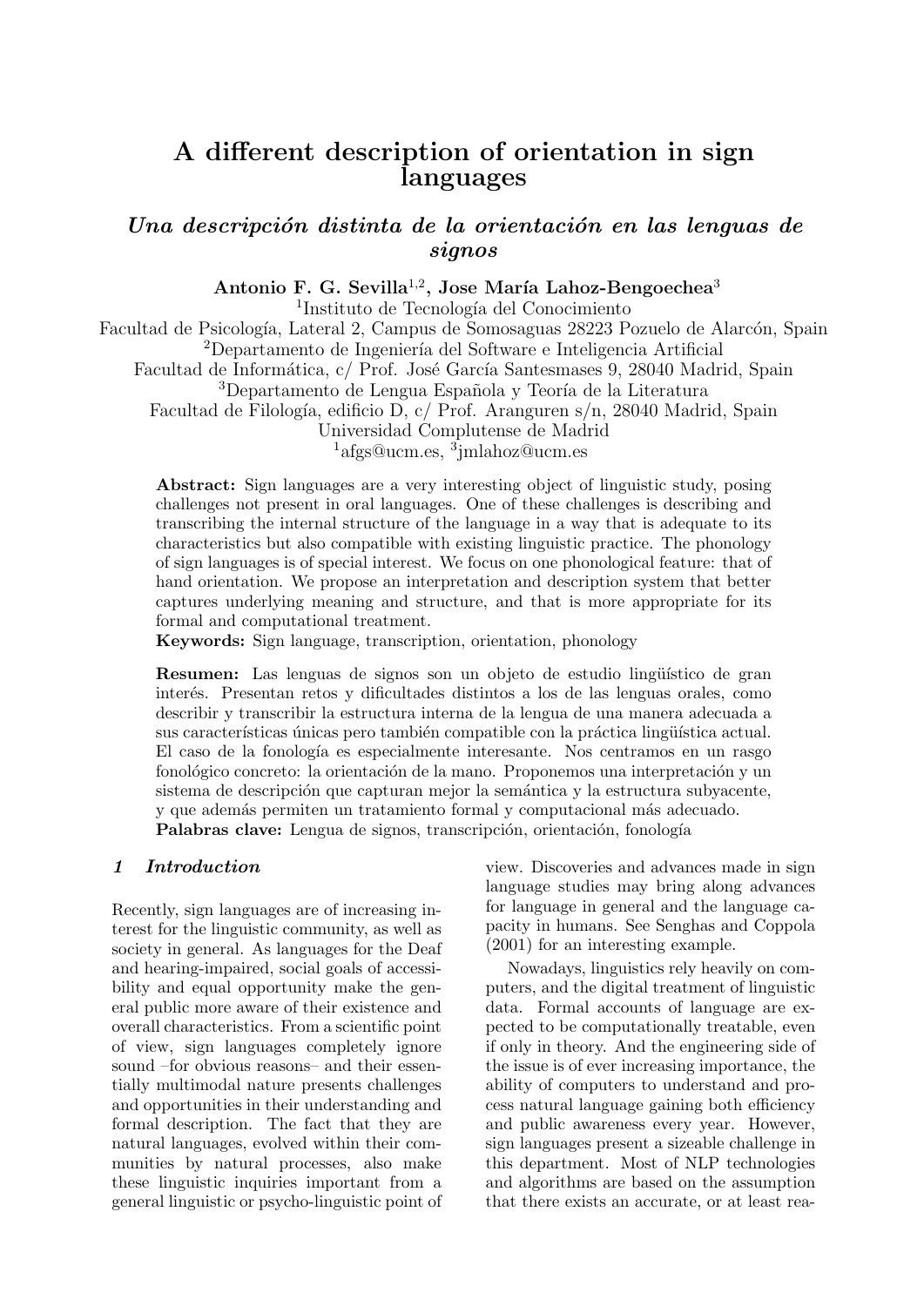# A different description of orientation in sign languages

## *Una descripción distinta de la orientación en las lenguas de signos*

**Antonio F. G. Sevilla[1,2], Jose María Lahoz-Bengoechea[3]**
[1]Instituto de Tecnología del Conocimiento
Facultad de Psicología, Lateral 2, Campus de Somosaguas 28223 Pozuelo de Alarcón, Spain
[2]Departamento de Ingeniería del Software e Inteligencia Artificial
Facultad de Informática, c/ Prof. José García Santesmases 9, 28040 Madrid, Spain
[3]Departamento de Lengua Española y Teoría de la Literatura
Facultad de Filología, edificio D, c/ Prof. Aranguren s/n, 28040 Madrid, Spain
Universidad Complutense de Madrid
[1]afgs@ucm.es, [3]jmlahoz@ucm.es

**Abstract:** Sign languages are a very interesting object of linguistic study, posing challenges not present in oral languages. One of these challenges is describing and transcribing the internal structure of the language in a way that is adequate to its characteristics but also compatible with existing linguistic practice. The phonology of sign languages is of special interest. We focus on one phonological feature: that of hand orientation. We propose an interpretation and description system that better captures underlying meaning and structure, and that is more appropriate for its formal and computational treatment.
**Keywords:** Sign language, transcription, orientation, phonology

**Resumen:** Las lenguas de signos son un objeto de estudio lingüístico de gran interés. Presentan retos y dificultades distintos a los de las lenguas orales, como describir y transcribir la estructura interna de la lengua de una manera adecuada a sus características únicas pero también compatible con la práctica lingüística actual. El caso de la fonología es especialmente interesante. Nos centramos en un rasgo fonológico concreto: la orientación de la mano. Proponemos una interpretación y un sistema de descripción que capturan mejor la semántica y la estructura subyacente, y que además permiten un tratamiento formal y computacional más adecuado.
**Palabras clave:** Lengua de signos, transcripción, orientación, fonología

## *1 Introduction*

Recently, sign languages are of increasing interest for the linguistic community, as well as society in general. As languages for the Deaf and hearing-impaired, social goals of accessibility and equal opportunity make the general public more aware of their existence and overall characteristics. From a scientific point of view, sign languages completely ignore sound –for obvious reasons– and their essentially multimodal nature presents challenges and opportunities in their understanding and formal description. The fact that they are natural languages, evolved within their communities by natural processes, also make these linguistic inquiries important from a general linguistic or psycho-linguistic point of view. Discoveries and advances made in sign language studies may bring along advances for language in general and the language capacity in humans. See Senghas and Coppola (2001) for an interesting example.

Nowadays, linguistics rely heavily on computers, and the digital treatment of linguistic data. Formal accounts of language are expected to be computationally treatable, even if only in theory. And the engineering side of the issue is of ever increasing importance, the ability of computers to understand and process natural language gaining both efficiency and public awareness every year. However, sign languages present a sizeable challenge in this department. Most of NLP technologies and algorithms are based on the assumption that there exists an accurate, or at least rea-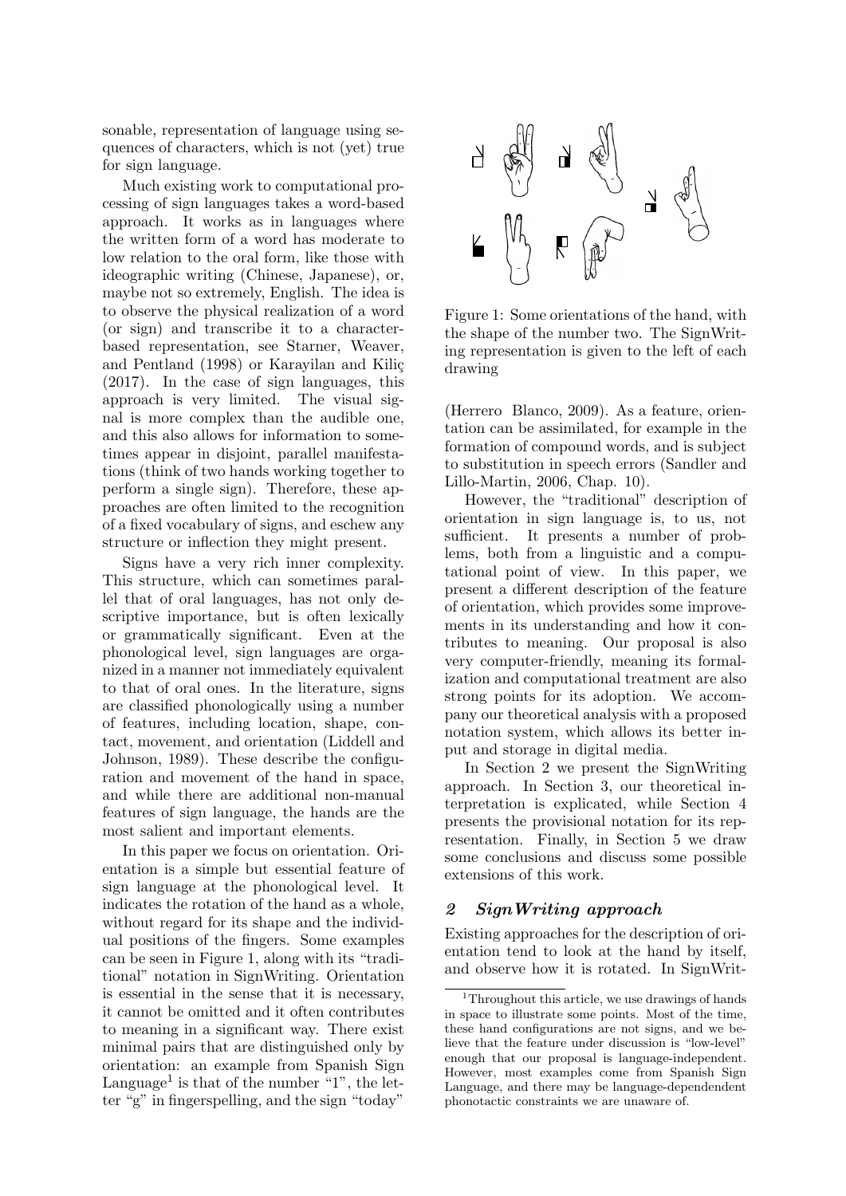sonable, representation of language using sequences of characters, which is not (yet) true for sign language.

Much existing work to computational processing of sign languages takes a word-based approach. It works as in languages where the written form of a word has moderate to low relation to the oral form, like those with ideographic writing (Chinese, Japanese), or, maybe not so extremely, English. The idea is to observe the physical realization of a word (or sign) and transcribe it to a character-based representation, see Starner, Weaver, and Pentland (1998) or Karayilan and Kiliç (2017). In the case of sign languages, this approach is very limited. The visual signal is more complex than the audible one, and this also allows for information to sometimes appear in disjoint, parallel manifestations (think of two hands working together to perform a single sign). Therefore, these approaches are often limited to the recognition of a fixed vocabulary of signs, and eschew any structure or inflection they might present.

Signs have a very rich inner complexity. This structure, which can sometimes parallel that of oral languages, has not only descriptive importance, but is often lexically or grammatically significant. Even at the phonological level, sign languages are organized in a manner not immediately equivalent to that of oral ones. In the literature, signs are classified phonologically using a number of features, including location, shape, contact, movement, and orientation (Liddell and Johnson, 1989). These describe the configuration and movement of the hand in space, and while there are additional non-manual features of sign language, the hands are the most salient and important elements.

In this paper we focus on orientation. Orientation is a simple but essential feature of sign language at the phonological level. It indicates the rotation of the hand as a whole, without regard for its shape and the individual positions of the fingers. Some examples can be seen in Figure 1, along with its "traditional" notation in SignWriting. Orientation is essential in the sense that it is necessary, it cannot be omitted and it often contributes to meaning in a significant way. There exist minimal pairs that are distinguished only by orientation: an example from Spanish Sign Language[1] is that of the number "1", the letter "g" in fingerspelling, and the sign "today"

Figure 1: Some orientations of the hand, with the shape of the number two. The SignWriting representation is given to the left of each drawing

(Herrero Blanco, 2009). As a feature, orientation can be assimilated, for example in the formation of compound words, and is subject to substitution in speech errors (Sandler and Lillo-Martin, 2006, Chap. 10).

However, the "traditional" description of orientation in sign language is, to us, not sufficient. It presents a number of problems, both from a linguistic and a computational point of view. In this paper, we present a different description of the feature of orientation, which provides some improvements in its understanding and how it contributes to meaning. Our proposal is also very computer-friendly, meaning its formalization and computational treatment are also strong points for its adoption. We accompany our theoretical analysis with a proposed notation system, which allows its better input and storage in digital media.

In Section 2 we present the SignWriting approach. In Section 3, our theoretical interpretation is explicated, while Section 4 presents the provisional notation for its representation. Finally, in Section 5 we draw some conclusions and discuss some possible extensions of this work.

## 2 SignWriting approach

Existing approaches for the description of orientation tend to look at the hand by itself, and observe how it is rotated. In SignWrit-

[1] Throughout this article, we use drawings of hands in space to illustrate some points. Most of the time, these hand configurations are not signs, and we believe that the feature under discussion is "low-level" enough that our proposal is language-independent. However, most examples come from Spanish Sign Language, and there may be language-dependendent phonotactic constraints we are unaware of.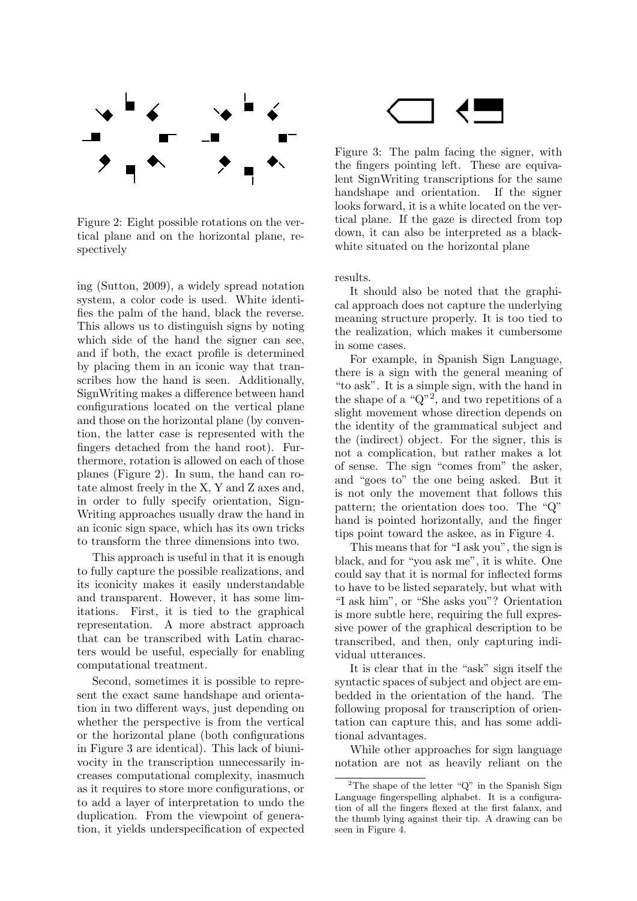Figure 2: Eight possible rotations on the vertical plane and on the horizontal plane, respectively

ing (Sutton, 2009), a widely spread notation system, a color code is used. White identifies the palm of the hand, black the reverse. This allows us to distinguish signs by noting which side of the hand the signer can see, and if both, the exact profile is determined by placing them in an iconic way that transcribes how the hand is seen. Additionally, SignWriting makes a difference between hand configurations located on the vertical plane and those on the horizontal plane (by convention, the latter case is represented with the fingers detached from the hand root). Furthermore, rotation is allowed on each of those planes (Figure 2). In sum, the hand can rotate almost freely in the X, Y and Z axes and, in order to fully specify orientation, SignWriting approaches usually draw the hand in an iconic sign space, which has its own tricks to transform the three dimensions into two.

This approach is useful in that it is enough to fully capture the possible realizations, and its iconicity makes it easily understandable and transparent. However, it has some limitations. First, it is tied to the graphical representation. A more abstract approach that can be transcribed with Latin characters would be useful, especially for enabling computational treatment.

Second, sometimes it is possible to represent the exact same handshape and orientation in two different ways, just depending on whether the perspective is from the vertical or the horizontal plane (both configurations in Figure 3 are identical). This lack of biunivocity in the transcription unnecessarily increases computational complexity, inasmuch as it requires to store more configurations, or to add a layer of interpretation to undo the duplication. From the viewpoint of generation, it yields underspecification of expected results.

Figure 3: The palm facing the signer, with the fingers pointing left. These are equivalent SignWriting transcriptions for the same handshape and orientation. If the signer looks forward, it is a white located on the vertical plane. If the gaze is directed from top down, it can also be interpreted as a black-white situated on the horizontal plane

It should also be noted that the graphical approach does not capture the underlying meaning structure properly. It is too tied to the realization, which makes it cumbersome in some cases.

For example, in Spanish Sign Language, there is a sign with the general meaning of "to ask". It is a simple sign, with the hand in the shape of a "Q"[2], and two repetitions of a slight movement whose direction depends on the identity of the grammatical subject and the (indirect) object. For the signer, this is not a complication, but rather makes a lot of sense. The sign "comes from" the asker, and "goes to" the one being asked. But it is not only the movement that follows this pattern; the orientation does too. The "Q" hand is pointed horizontally, and the finger tips point toward the askee, as in Figure 4.

This means that for "I ask you", the sign is black, and for "you ask me", it is white. One could say that it is normal for inflected forms to have to be listed separately, but what with "I ask him", or "She asks you"? Orientation is more subtle here, requiring the full expressive power of the graphical description to be transcribed, and then, only capturing individual utterances.

It is clear that in the "ask" sign itself the syntactic spaces of subject and object are embedded in the orientation of the hand. The following proposal for transcription of orientation can capture this, and has some additional advantages.

While other approaches for sign language notation are not as heavily reliant on the

[2] The shape of the letter "Q" in the Spanish Sign Language fingerspelling alphabet. It is a configuration of all the fingers flexed at the first falanx, and the thumb lying against their tip. A drawing can be seen in Figure 4.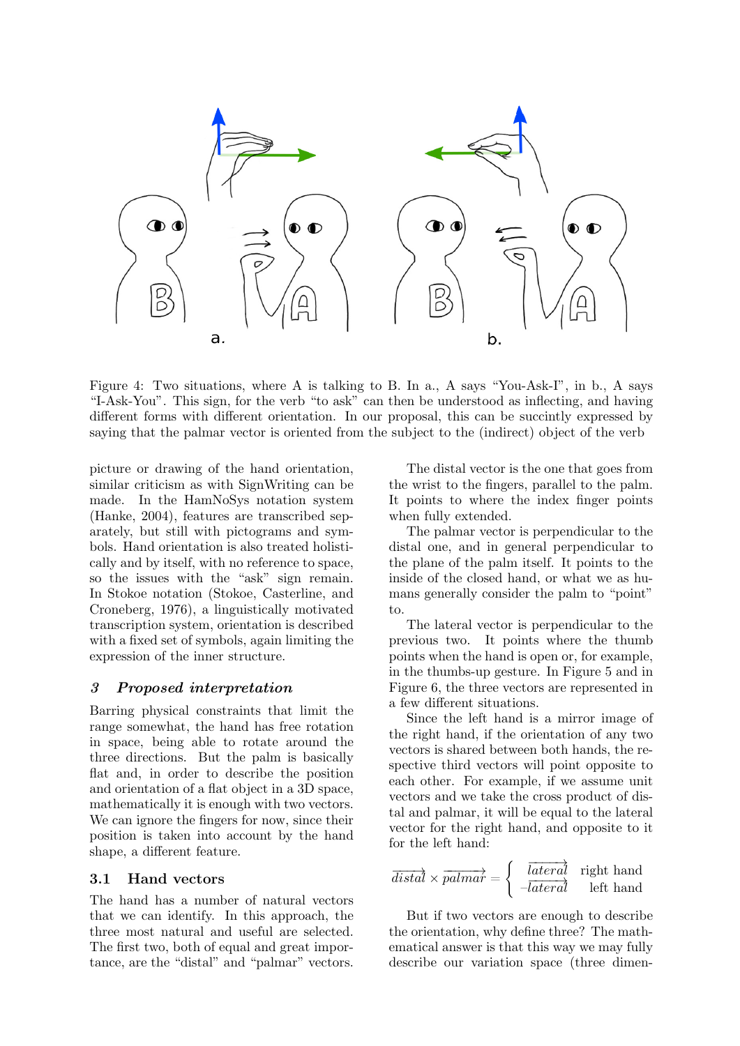Figure 4: Two situations, where A is talking to B. In a., A says "You-Ask-I", in b., A says "I-Ask-You". This sign, for the verb "to ask" can then be understood as inflecting, and having different forms with different orientation. In our proposal, this can be succintly expressed by saying that the palmar vector is oriented from the subject to the (indirect) object of the verb

picture or drawing of the hand orientation, similar criticism as with SignWriting can be made. In the HamNoSys notation system (Hanke, 2004), features are transcribed separately, but still with pictograms and symbols. Hand orientation is also treated holistically and by itself, with no reference to space, so the issues with the "ask" sign remain. In Stokoe notation (Stokoe, Casterline, and Croneberg, 1976), a linguistically motivated transcription system, orientation is described with a fixed set of symbols, again limiting the expression of the inner structure.

## 3 *Proposed interpretation*

Barring physical constraints that limit the range somewhat, the hand has free rotation in space, being able to rotate around the three directions. But the palm is basically flat and, in order to describe the position and orientation of a flat object in a 3D space, mathematically it is enough with two vectors. We can ignore the fingers for now, since their position is taken into account by the hand shape, a different feature.

### 3.1 Hand vectors

The hand has a number of natural vectors that we can identify. In this approach, the three most natural and useful are selected. The first two, both of equal and great importance, are the "distal" and "palmar" vectors.

The distal vector is the one that goes from the wrist to the fingers, parallel to the palm. It points to where the index finger points when fully extended.

The palmar vector is perpendicular to the distal one, and in general perpendicular to the plane of the palm itself. It points to the inside of the closed hand, or what we as humans generally consider the palm to "point" to.

The lateral vector is perpendicular to the previous two. It points where the thumb points when the hand is open or, for example, in the thumbs-up gesture. In Figure 5 and in Figure 6, the three vectors are represented in a few different situations.

Since the left hand is a mirror image of the right hand, if the orientation of any two vectors is shared between both hands, the respective third vectors will point opposite to each other. For example, if we assume unit vectors and we take the cross product of distal and palmar, it will be equal to the lateral vector for the right hand, and opposite to it for the left hand:

$$\overrightarrow{distal} \times \overrightarrow{palmar} = \begin{cases} \overrightarrow{lateral} & \text{right hand} \\ -\overrightarrow{lateral} & \text{left hand} \end{cases}$$

But if two vectors are enough to describe the orientation, why define three? The mathematical answer is that this way we may fully describe our variation space (three dimen-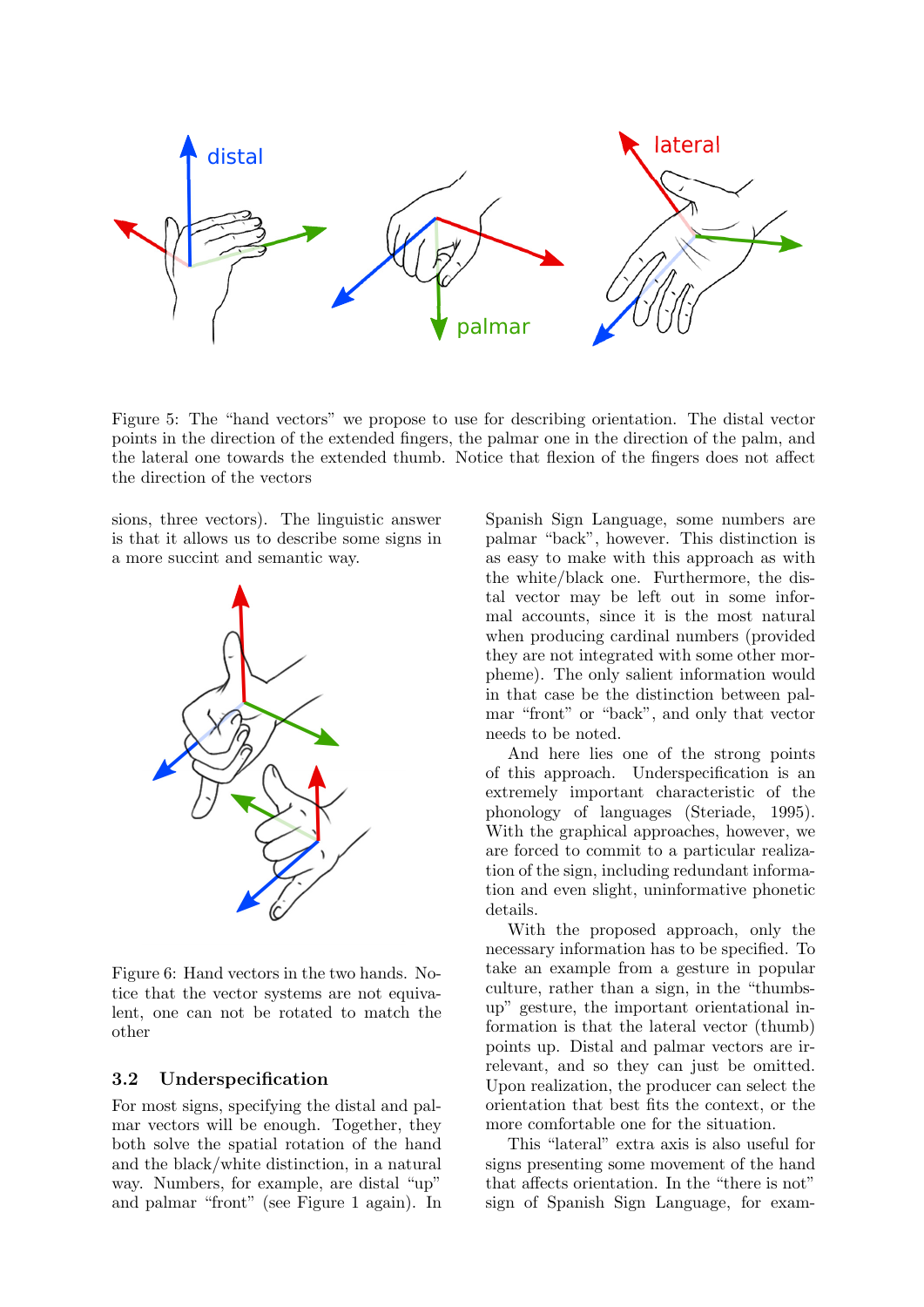Figure 5: The "hand vectors" we propose to use for describing orientation. The distal vector points in the direction of the extended fingers, the palmar one in the direction of the palm, and the lateral one towards the extended thumb. Notice that flexion of the fingers does not affect the direction of the vectors

sions, three vectors). The linguistic answer is that it allows us to describe some signs in a more succint and semantic way.

Figure 6: Hand vectors in the two hands. Notice that the vector systems are not equivalent, one can not be rotated to match the other

### 3.2 Underspecification

For most signs, specifying the distal and palmar vectors will be enough. Together, they both solve the spatial rotation of the hand and the black/white distinction, in a natural way. Numbers, for example, are distal "up" and palmar "front" (see Figure 1 again). In Spanish Sign Language, some numbers are palmar "back", however. This distinction is as easy to make with this approach as with the white/black one. Furthermore, the distal vector may be left out in some informal accounts, since it is the most natural when producing cardinal numbers (provided they are not integrated with some other morpheme). The only salient information would in that case be the distinction between palmar "front" or "back", and only that vector needs to be noted.

And here lies one of the strong points of this approach. Underspecification is an extremely important characteristic of the phonology of languages (Steriade, 1995). With the graphical approaches, however, we are forced to commit to a particular realization of the sign, including redundant information and even slight, uninformative phonetic details.

With the proposed approach, only the necessary information has to be specified. To take an example from a gesture in popular culture, rather than a sign, in the "thumbs-up" gesture, the important orientational information is that the lateral vector (thumb) points up. Distal and palmar vectors are irrelevant, and so they can just be omitted. Upon realization, the producer can select the orientation that best fits the context, or the more comfortable one for the situation.

This "lateral" extra axis is also useful for signs presenting some movement of the hand that affects orientation. In the "there is not" sign of Spanish Sign Language, for exam-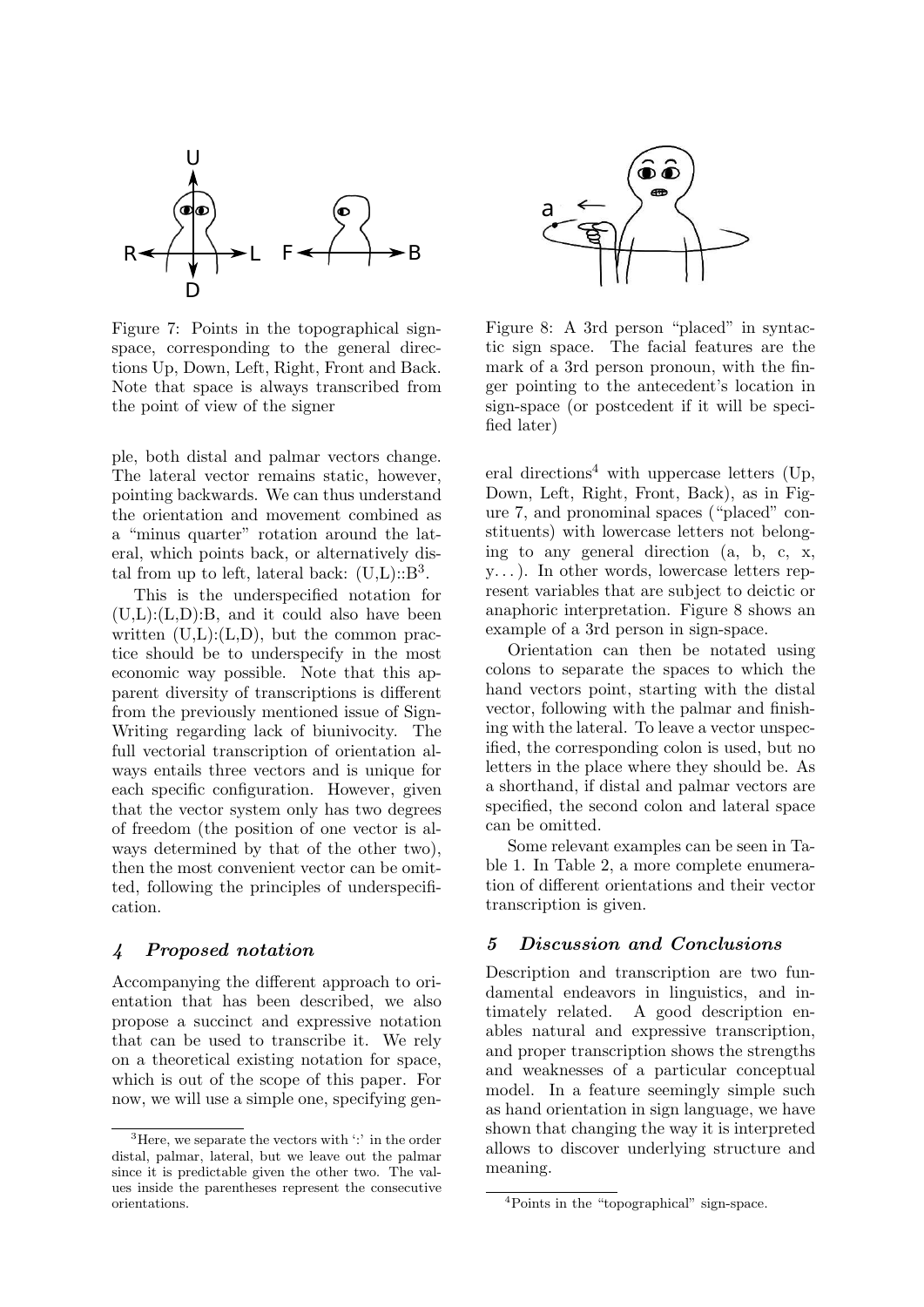Figure 7: Points in the topographical sign-space, corresponding to the general directions Up, Down, Left, Right, Front and Back. Note that space is always transcribed from the point of view of the signer

Figure 8: A 3rd person "placed" in syntactic sign space. The facial features are the mark of a 3rd person pronoun, with the finger pointing to the antecedent's location in sign-space (or postcedent if it will be specified later)

ple, both distal and palmar vectors change. The lateral vector remains static, however, pointing backwards. We can thus understand the orientation and movement combined as a "minus quarter" rotation around the lateral, which points back, or alternatively distal from up to left, lateral back: (U,L)::B[3].

This is the underspecified notation for (U,L):(L,D):B, and it could also have been written (U,L):(L,D), but the common practice should be to underspecify in the most economic way possible. Note that this apparent diversity of transcriptions is different from the previously mentioned issue of SignWriting regarding lack of biunivocity. The full vectorial transcription of orientation always entails three vectors and is unique for each specific configuration. However, given that the vector system only has two degrees of freedom (the position of one vector is always determined by that of the other two), then the most convenient vector can be omitted, following the principles of underspecification.

## 4 Proposed notation

Accompanying the different approach to orientation that has been described, we also propose a succinct and expressive notation that can be used to transcribe it. We rely on a theoretical existing notation for space, which is out of the scope of this paper. For now, we will use a simple one, specifying general directions[4] with uppercase letters (Up, Down, Left, Right, Front, Back), as in Figure 7, and pronominal spaces ("placed" constituents) with lowercase letters not belonging to any general direction (a, b, c, x, y...). In other words, lowercase letters represent variables that are subject to deictic or anaphoric interpretation. Figure 8 shows an example of a 3rd person in sign-space.

Orientation can then be notated using colons to separate the spaces to which the hand vectors point, starting with the distal vector, following with the palmar and finishing with the lateral. To leave a vector unspecified, the corresponding colon is used, but no letters in the place where they should be. As a shorthand, if distal and palmar vectors are specified, the second colon and lateral space can be omitted.

Some relevant examples can be seen in Table 1. In Table 2, a more complete enumeration of different orientations and their vector transcription is given.

## 5 Discussion and Conclusions

Description and transcription are two fundamental endeavors in linguistics, and intimately related. A good description enables natural and expressive transcription, and proper transcription shows the strengths and weaknesses of a particular conceptual model. In a feature seemingly simple such as hand orientation in sign language, we have shown that changing the way it is interpreted allows to discover underlying structure and meaning.

---

[3] Here, we separate the vectors with ':' in the order distal, palmar, lateral, but we leave out the palmar since it is predictable given the other two. The values inside the parentheses represent the consecutive orientations.

[4] Points in the "topographical" sign-space.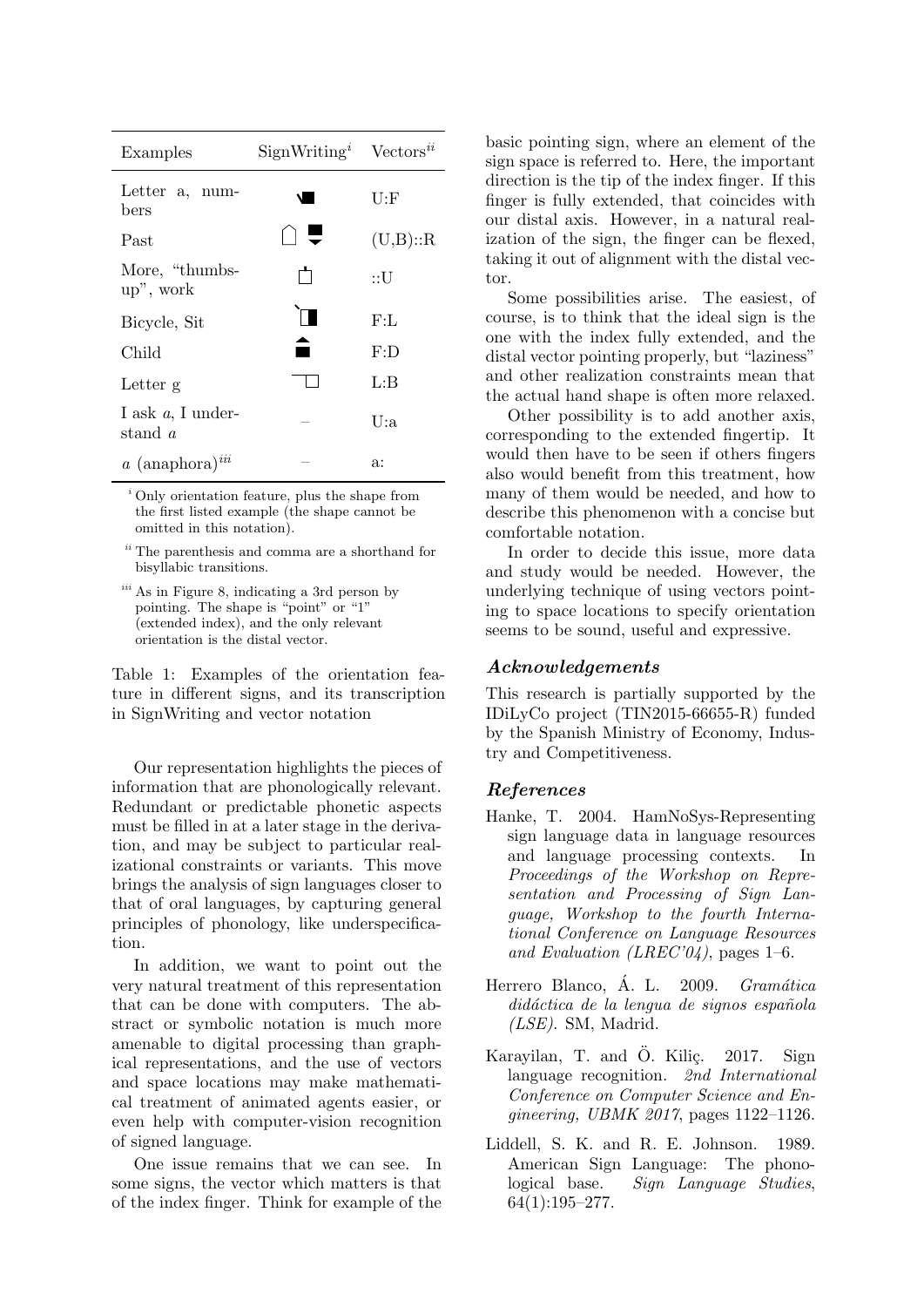| Examples | SignWriting[i] | Vectors[ii] |
|---|---|---|
| Letter a, numbers | | U:F |
| Past | | (U,B)::R |
| More, "thumbs-up", work | | ::U |
| Bicycle, Sit | | F:L |
| Child | | F:D |
| Letter g | | L:B |
| I ask *a*, I understand *a* | – | U:a |
| *a* (anaphora)[iii] | – | a: |

[i] Only orientation feature, plus the shape from the first listed example (the shape cannot be omitted in this notation).

[ii] The parenthesis and comma are a shorthand for bisyllabic transitions.

[iii] As in Figure 8, indicating a 3rd person by pointing. The shape is "point" or "1" (extended index), and the only relevant orientation is the distal vector.

Table 1: Examples of the orientation feature in different signs, and its transcription in SignWriting and vector notation

Our representation highlights the pieces of information that are phonologically relevant. Redundant or predictable phonetic aspects must be filled in at a later stage in the derivation, and may be subject to particular realizational constraints or variants. This move brings the analysis of sign languages closer to that of oral languages, by capturing general principles of phonology, like underspecification.

In addition, we want to point out the very natural treatment of this representation that can be done with computers. The abstract or symbolic notation is much more amenable to digital processing than graphical representations, and the use of vectors and space locations may make mathematical treatment of animated agents easier, or even help with computer-vision recognition of signed language.

One issue remains that we can see. In some signs, the vector which matters is that of the index finger. Think for example of the basic pointing sign, where an element of the sign space is referred to. Here, the important direction is the tip of the index finger. If this finger is fully extended, that coincides with our distal axis. However, in a natural realization of the sign, the finger can be flexed, taking it out of alignment with the distal vector.

Some possibilities arise. The easiest, of course, is to think that the ideal sign is the one with the index fully extended, and the distal vector pointing properly, but "laziness" and other realization constraints mean that the actual hand shape is often more relaxed.

Other possibility is to add another axis, corresponding to the extended fingertip. It would then have to be seen if others fingers also would benefit from this treatment, how many of them would be needed, and how to describe this phenomenon with a concise but comfortable notation.

In order to decide this issue, more data and study would be needed. However, the underlying technique of using vectors pointing to space locations to specify orientation seems to be sound, useful and expressive.

## Acknowledgements

This research is partially supported by the IDiLyCo project (TIN2015-66655-R) funded by the Spanish Ministry of Economy, Industry and Competitiveness.

## References

Hanke, T. 2004. HamNoSys-Representing sign language data in language resources and language processing contexts. In *Proceedings of the Workshop on Representation and Processing of Sign Language, Workshop to the fourth International Conference on Language Resources and Evaluation (LREC'04)*, pages 1–6.

Herrero Blanco, Á. L. 2009. *Gramática didáctica de la lengua de signos española (LSE)*. SM, Madrid.

Karayilan, T. and Ö. Kiliç. 2017. Sign language recognition. *2nd International Conference on Computer Science and Engineering, UBMK 2017*, pages 1122–1126.

Liddell, S. K. and R. E. Johnson. 1989. American Sign Language: The phonological base. *Sign Language Studies*, 64(1):195–277.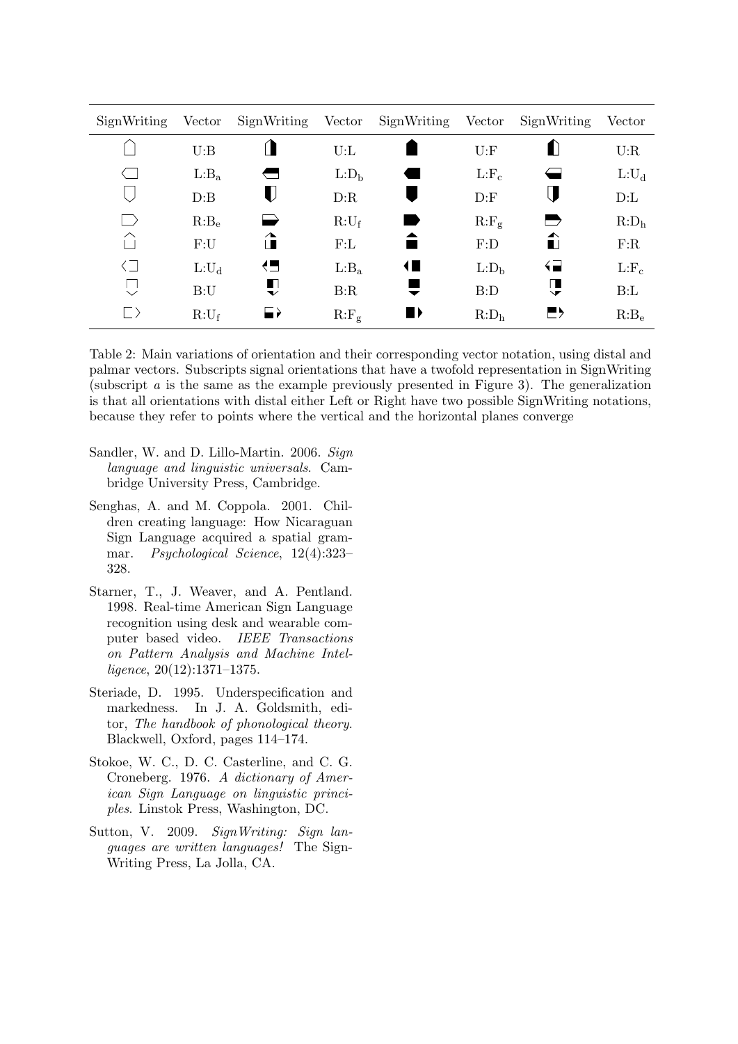| SignWriting | Vector | SignWriting | Vector | SignWriting | Vector | SignWriting | Vector |
|---|---|---|---|---|---|---|---|
| | U:B | | U:L | | U:F | | U:R |
| | L:$B_a$ | | L:$D_b$ | | L:$F_c$ | | L:$U_d$ |
| | D:B | | D:R | | D:F | | D:L |
| | R:$B_e$ | | R:$U_f$ | | R:$F_g$ | | R:$D_h$ |
| | F:U | | F:L | | F:D | | F:R |
| | L:$U_d$ | | L:$B_a$ | | L:$D_b$ | | L:$F_c$ |
| | B:U | | B:R | | B:D | | B:L |
| | R:$U_f$ | | R:$F_g$ | | R:$D_h$ | | R:$B_e$ |

Table 2: Main variations of orientation and their corresponding vector notation, using distal and palmar vectors. Subscripts signal orientations that have a twofold representation in SignWriting (subscript $a$ is the same as the example previously presented in Figure 3). The generalization is that all orientations with distal either Left or Right have two possible SignWriting notations, because they refer to points where the vertical and the horizontal planes converge

Sandler, W. and D. Lillo-Martin. 2006. *Sign language and linguistic universals*. Cambridge University Press, Cambridge.

Senghas, A. and M. Coppola. 2001. Children creating language: How Nicaraguan Sign Language acquired a spatial grammar. *Psychological Science*, 12(4):323–328.

Starner, T., J. Weaver, and A. Pentland. 1998. Real-time American Sign Language recognition using desk and wearable computer based video. *IEEE Transactions on Pattern Analysis and Machine Intelligence*, 20(12):1371–1375.

Steriade, D. 1995. Underspecification and markedness. In J. A. Goldsmith, editor, *The handbook of phonological theory*. Blackwell, Oxford, pages 114–174.

Stokoe, W. C., D. C. Casterline, and C. G. Croneberg. 1976. *A dictionary of American Sign Language on linguistic principles*. Linstok Press, Washington, DC.

Sutton, V. 2009. *SignWriting: Sign languages are written languages!* The SignWriting Press, La Jolla, CA.